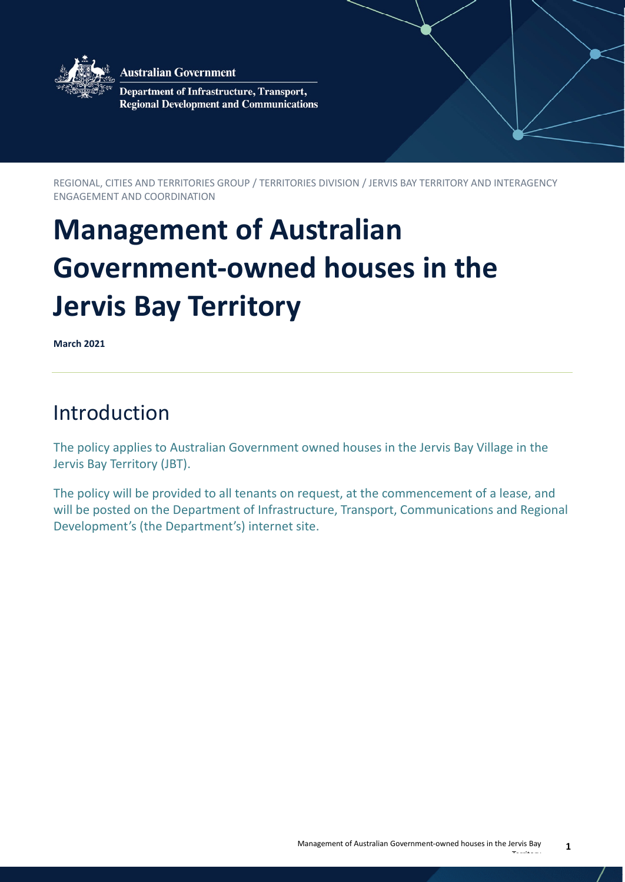Australian Government

Department of Infrastructure, Transport, Regional Development and Communications

REGIONAL, CITIES AND TERRITORIES GROUP / TERRITORIES DIVISION / JERVIS BAY TERRITORY AND INTERAGENCY ENGAGEMENT AND COORDINATION

# Management of Australian Government-owned houses in the Jervis Bay Territory

**March 2021**

## Introduction

The policy applies to Australian Government owned houses in the Jervis Bay Village in the Jervis Bay Territory (JBT).

The policy will be provided to all tenants on request, at the commencement of a lease, and will be posted on the Department of Infrastructure, Transport, Communications and Regional Development's (the Department's) internet site.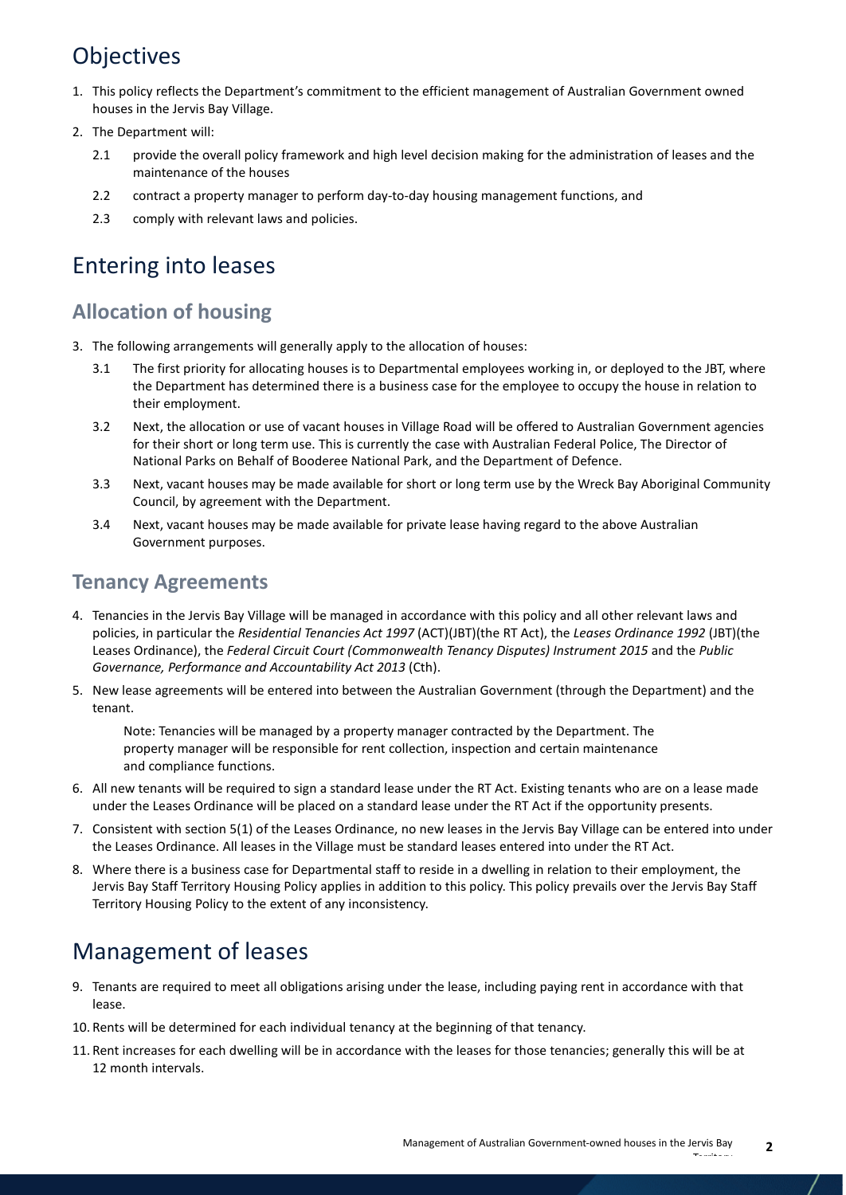# Objectives

1. This policy reflects the Department's commitment to the efficient management of Australian Government owned houses in the Jervis Bay Village.
2. The Department will:
   - 2.1 provide the overall policy framework and high level decision making for the administration of leases and the maintenance of the houses
   - 2.2 contract a property manager to perform day-to-day housing management functions, and
   - 2.3 comply with relevant laws and policies.

# Entering into leases

## Allocation of housing

3. The following arrangements will generally apply to the allocation of houses:
   - 3.1 The first priority for allocating houses is to Departmental employees working in, or deployed to the JBT, where the Department has determined there is a business case for the employee to occupy the house in relation to their employment.
   - 3.2 Next, the allocation or use of vacant houses in Village Road will be offered to Australian Government agencies for their short or long term use. This is currently the case with Australian Federal Police, The Director of National Parks on Behalf of Booderee National Park, and the Department of Defence.
   - 3.3 Next, vacant houses may be made available for short or long term use by the Wreck Bay Aboriginal Community Council, by agreement with the Department.
   - 3.4 Next, vacant houses may be made available for private lease having regard to the above Australian Government purposes.

## Tenancy Agreements

4. Tenancies in the Jervis Bay Village will be managed in accordance with this policy and all other relevant laws and policies, in particular the *Residential Tenancies Act 1997* (ACT)(JBT)(the RT Act), the *Leases Ordinance 1992* (JBT)(the Leases Ordinance), the *Federal Circuit Court (Commonwealth Tenancy Disputes) Instrument 2015* and the *Public Governance, Performance and Accountability Act 2013* (Cth).
5. New lease agreements will be entered into between the Australian Government (through the Department) and the tenant.

   Note: Tenancies will be managed by a property manager contracted by the Department. The property manager will be responsible for rent collection, inspection and certain maintenance and compliance functions.

6. All new tenants will be required to sign a standard lease under the RT Act. Existing tenants who are on a lease made under the Leases Ordinance will be placed on a standard lease under the RT Act if the opportunity presents.
7. Consistent with section 5(1) of the Leases Ordinance, no new leases in the Jervis Bay Village can be entered into under the Leases Ordinance. All leases in the Village must be standard leases entered into under the RT Act.
8. Where there is a business case for Departmental staff to reside in a dwelling in relation to their employment, the Jervis Bay Staff Territory Housing Policy applies in addition to this policy. This policy prevails over the Jervis Bay Staff Territory Housing Policy to the extent of any inconsistency.

# Management of leases

9. Tenants are required to meet all obligations arising under the lease, including paying rent in accordance with that lease.
10. Rents will be determined for each individual tenancy at the beginning of that tenancy.
11. Rent increases for each dwelling will be in accordance with the leases for those tenancies; generally this will be at 12 month intervals.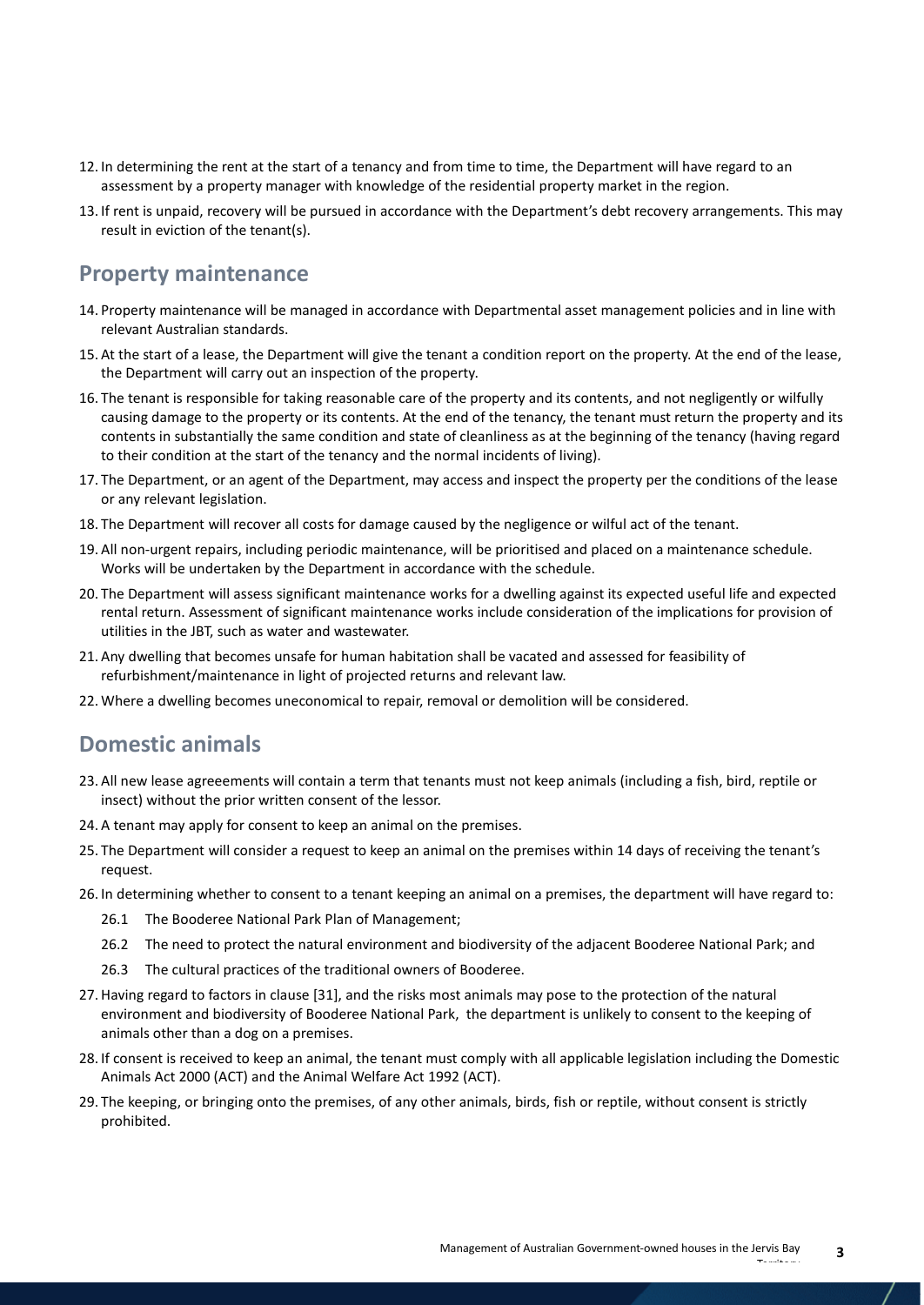12. In determining the rent at the start of a tenancy and from time to time, the Department will have regard to an assessment by a property manager with knowledge of the residential property market in the region.
13. If rent is unpaid, recovery will be pursued in accordance with the Department's debt recovery arrangements. This may result in eviction of the tenant(s).

## Property maintenance

14. Property maintenance will be managed in accordance with Departmental asset management policies and in line with relevant Australian standards.
15. At the start of a lease, the Department will give the tenant a condition report on the property. At the end of the lease, the Department will carry out an inspection of the property.
16. The tenant is responsible for taking reasonable care of the property and its contents, and not negligently or wilfully causing damage to the property or its contents. At the end of the tenancy, the tenant must return the property and its contents in substantially the same condition and state of cleanliness as at the beginning of the tenancy (having regard to their condition at the start of the tenancy and the normal incidents of living).
17. The Department, or an agent of the Department, may access and inspect the property per the conditions of the lease or any relevant legislation.
18. The Department will recover all costs for damage caused by the negligence or wilful act of the tenant.
19. All non-urgent repairs, including periodic maintenance, will be prioritised and placed on a maintenance schedule. Works will be undertaken by the Department in accordance with the schedule.
20. The Department will assess significant maintenance works for a dwelling against its expected useful life and expected rental return. Assessment of significant maintenance works include consideration of the implications for provision of utilities in the JBT, such as water and wastewater.
21. Any dwelling that becomes unsafe for human habitation shall be vacated and assessed for feasibility of refurbishment/maintenance in light of projected returns and relevant law.
22. Where a dwelling becomes uneconomical to repair, removal or demolition will be considered.

## Domestic animals

23. All new lease agreeements will contain a term that tenants must not keep animals (including a fish, bird, reptile or insect) without the prior written consent of the lessor.
24. A tenant may apply for consent to keep an animal on the premises.
25. The Department will consider a request to keep an animal on the premises within 14 days of receiving the tenant's request.
26. In determining whether to consent to a tenant keeping an animal on a premises, the department will have regard to:
    - 26.1 The Booderee National Park Plan of Management;
    - 26.2 The need to protect the natural environment and biodiversity of the adjacent Booderee National Park; and
    - 26.3 The cultural practices of the traditional owners of Booderee.
27. Having regard to factors in clause [31], and the risks most animals may pose to the protection of the natural environment and biodiversity of Booderee National Park, the department is unlikely to consent to the keeping of animals other than a dog on a premises.
28. If consent is received to keep an animal, the tenant must comply with all applicable legislation including the Domestic Animals Act 2000 (ACT) and the Animal Welfare Act 1992 (ACT).
29. The keeping, or bringing onto the premises, of any other animals, birds, fish or reptile, without consent is strictly prohibited.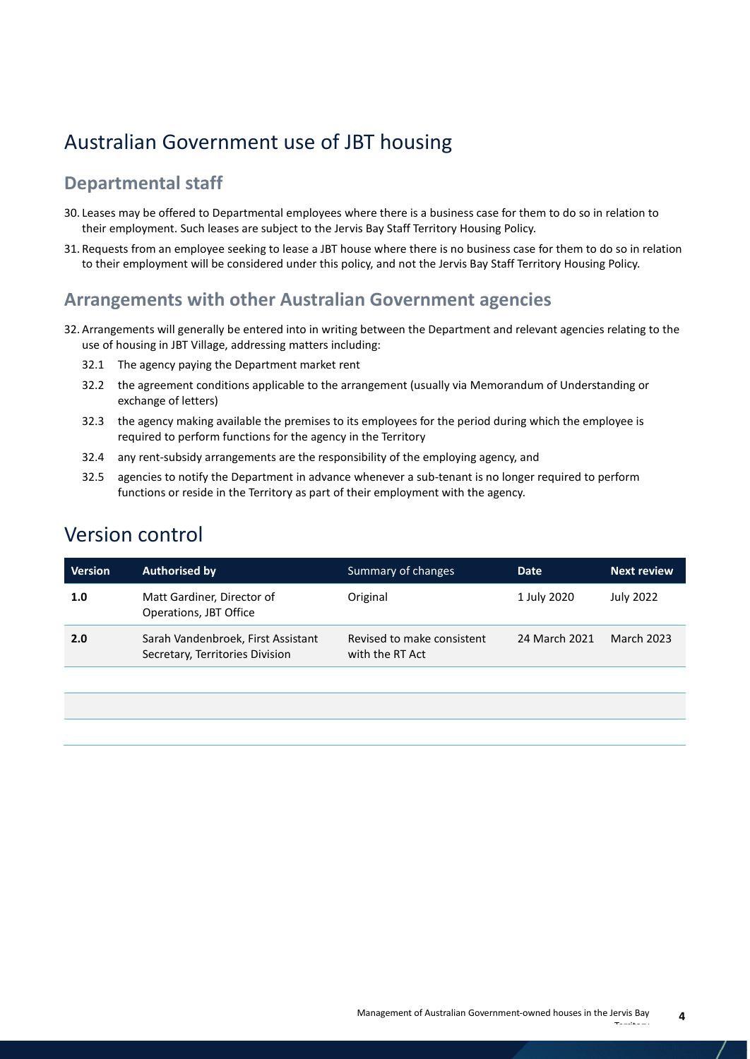# Australian Government use of JBT housing

## Departmental staff

30. Leases may be offered to Departmental employees where there is a business case for them to do so in relation to their employment. Such leases are subject to the Jervis Bay Staff Territory Housing Policy.

31. Requests from an employee seeking to lease a JBT house where there is no business case for them to do so in relation to their employment will be considered under this policy, and not the Jervis Bay Staff Territory Housing Policy.

## Arrangements with other Australian Government agencies

32. Arrangements will generally be entered into in writing between the Department and relevant agencies relating to the use of housing in JBT Village, addressing matters including:

    32.1 The agency paying the Department market rent

    32.2 the agreement conditions applicable to the arrangement (usually via Memorandum of Understanding or exchange of letters)

    32.3 the agency making available the premises to its employees for the period during which the employee is required to perform functions for the agency in the Territory

    32.4 any rent-subsidy arrangements are the responsibility of the employing agency, and

    32.5 agencies to notify the Department in advance whenever a sub-tenant is no longer required to perform functions or reside in the Territory as part of their employment with the agency.

# Version control

| Version | Authorised by | Summary of changes | Date | Next review |
|---|---|---|---|---|
| **1.0** | Matt Gardiner, Director of Operations, JBT Office | Original | 1 July 2020 | July 2022 |
| **2.0** | Sarah Vandenbroek, First Assistant Secretary, Territories Division | Revised to make consistent with the RT Act | 24 March 2021 | March 2023 |
| | | | | |
| | | | | |